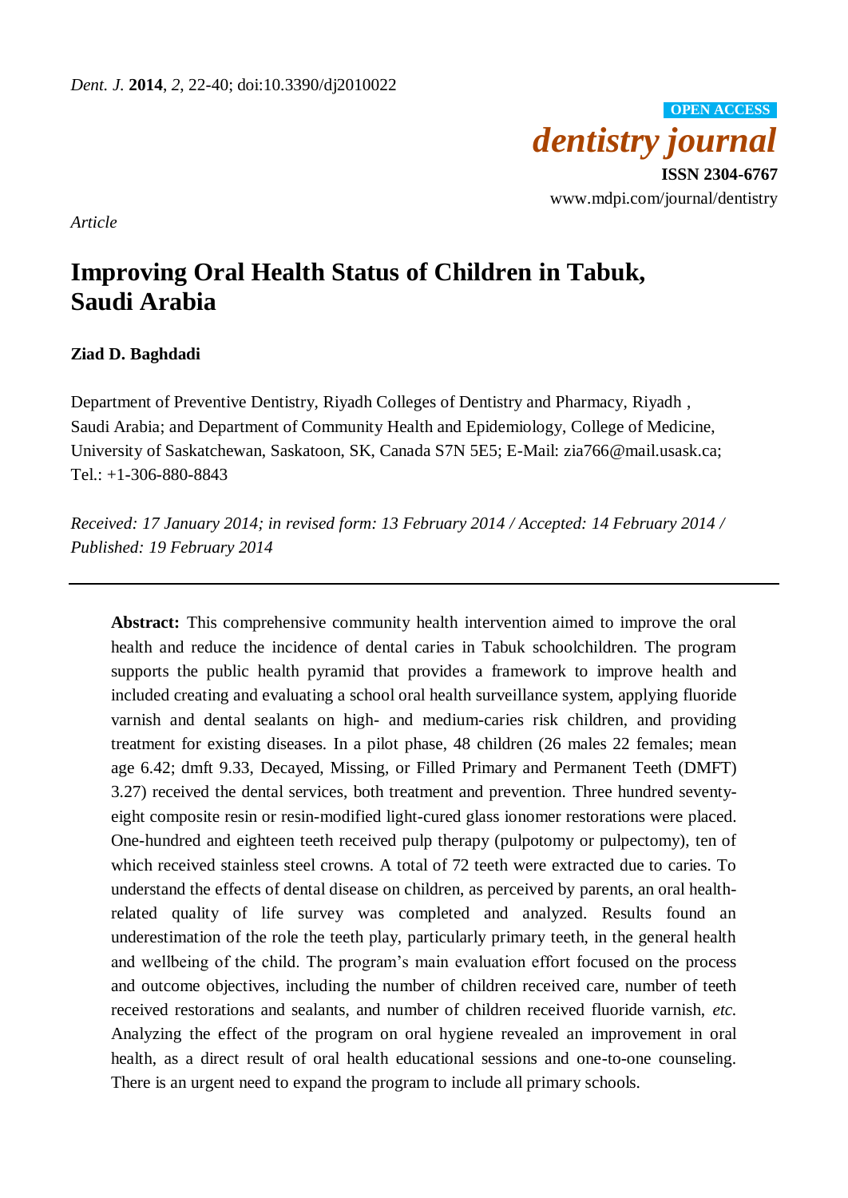*Dent. J.* **2014**, *2*, 22-40; doi:10.3390/dj2010022

**OPEN ACCESS**

*dentistry journal*

**ISSN 2304-6767**

www.mdpi.com/journal/dentistry

*Article*

# Improving Oral Health Status of Children in Tabuk, Saudi Arabia

**Ziad D. Baghdadi**

Department of Preventive Dentistry, Riyadh Colleges of Dentistry and Pharmacy, Riyadh , Saudi Arabia; and Department of Community Health and Epidemiology, College of Medicine, University of Saskatchewan, Saskatoon, SK, Canada S7N 5E5; E-Mail: zia766@mail.usask.ca; Tel.: +1-306-880-8843

*Received: 17 January 2014; in revised form: 13 February 2014 / Accepted: 14 February 2014 / Published: 19 February 2014*

---

**Abstract:** This comprehensive community health intervention aimed to improve the oral health and reduce the incidence of dental caries in Tabuk schoolchildren. The program supports the public health pyramid that provides a framework to improve health and included creating and evaluating a school oral health surveillance system, applying fluoride varnish and dental sealants on high- and medium-caries risk children, and providing treatment for existing diseases. In a pilot phase, 48 children (26 males 22 females; mean age 6.42; dmft 9.33, Decayed, Missing, or Filled Primary and Permanent Teeth (DMFT) 3.27) received the dental services, both treatment and prevention. Three hundred seventy-eight composite resin or resin-modified light-cured glass ionomer restorations were placed. One-hundred and eighteen teeth received pulp therapy (pulpotomy or pulpectomy), ten of which received stainless steel crowns. A total of 72 teeth were extracted due to caries. To understand the effects of dental disease on children, as perceived by parents, an oral health-related quality of life survey was completed and analyzed. Results found an underestimation of the role the teeth play, particularly primary teeth, in the general health and wellbeing of the child. The program's main evaluation effort focused on the process and outcome objectives, including the number of children received care, number of teeth received restorations and sealants, and number of children received fluoride varnish, *etc.* Analyzing the effect of the program on oral hygiene revealed an improvement in oral health, as a direct result of oral health educational sessions and one-to-one counseling. There is an urgent need to expand the program to include all primary schools.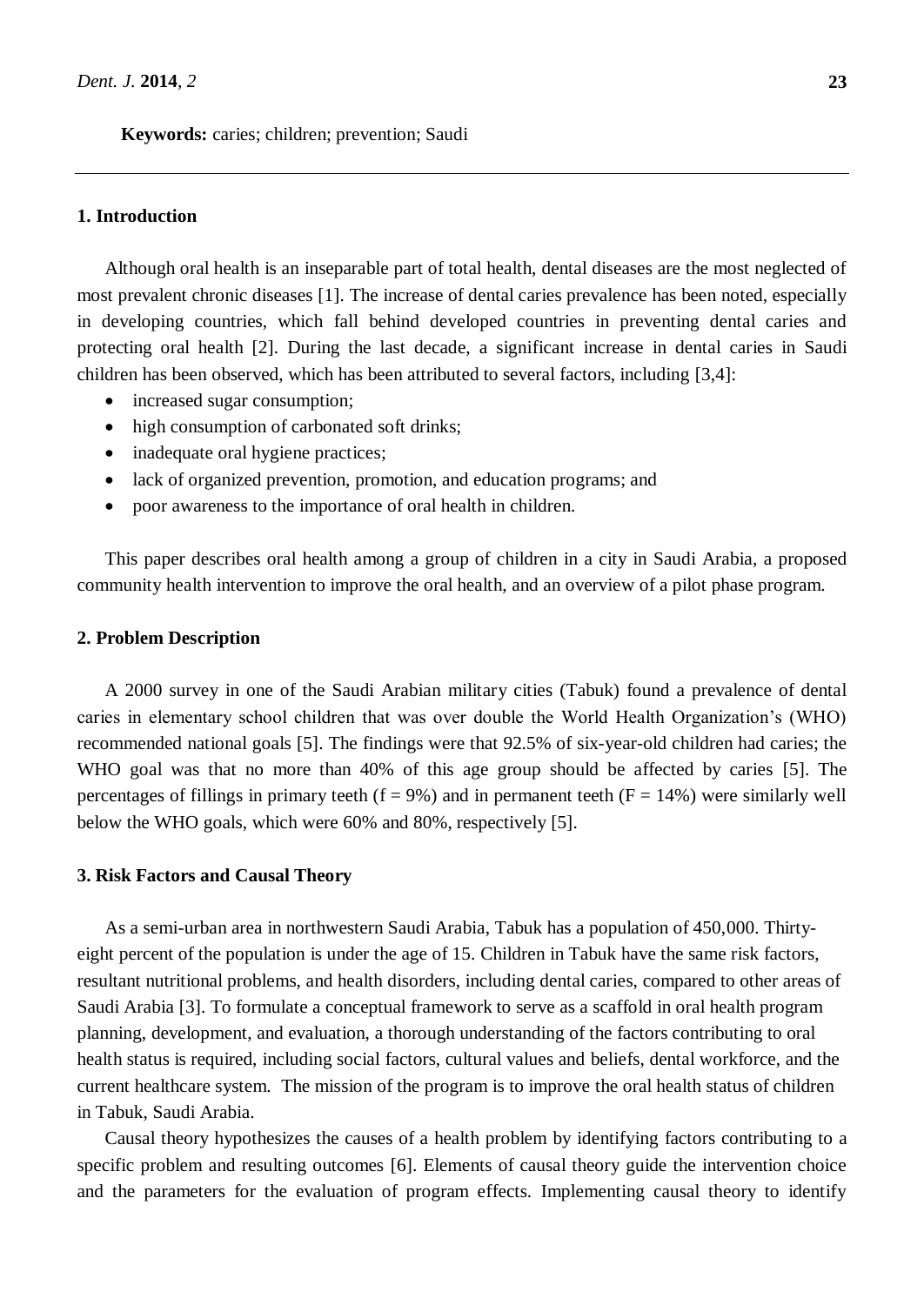**Keywords:** caries; children; prevention; Saudi

## 1. Introduction

Although oral health is an inseparable part of total health, dental diseases are the most neglected of most prevalent chronic diseases [1]. The increase of dental caries prevalence has been noted, especially in developing countries, which fall behind developed countries in preventing dental caries and protecting oral health [2]. During the last decade, a significant increase in dental caries in Saudi children has been observed, which has been attributed to several factors, including [3,4]:

- increased sugar consumption;
- high consumption of carbonated soft drinks;
- inadequate oral hygiene practices;
- lack of organized prevention, promotion, and education programs; and
- poor awareness to the importance of oral health in children.

This paper describes oral health among a group of children in a city in Saudi Arabia, a proposed community health intervention to improve the oral health, and an overview of a pilot phase program.

## 2. Problem Description

A 2000 survey in one of the Saudi Arabian military cities (Tabuk) found a prevalence of dental caries in elementary school children that was over double the World Health Organization's (WHO) recommended national goals [5]. The findings were that 92.5% of six-year-old children had caries; the WHO goal was that no more than 40% of this age group should be affected by caries [5]. The percentages of fillings in primary teeth (f = 9%) and in permanent teeth (F = 14%) were similarly well below the WHO goals, which were 60% and 80%, respectively [5].

## 3. Risk Factors and Causal Theory

As a semi-urban area in northwestern Saudi Arabia, Tabuk has a population of 450,000. Thirty-eight percent of the population is under the age of 15. Children in Tabuk have the same risk factors, resultant nutritional problems, and health disorders, including dental caries, compared to other areas of Saudi Arabia [3]. To formulate a conceptual framework to serve as a scaffold in oral health program planning, development, and evaluation, a thorough understanding of the factors contributing to oral health status is required, including social factors, cultural values and beliefs, dental workforce, and the current healthcare system. The mission of the program is to improve the oral health status of children in Tabuk, Saudi Arabia.

Causal theory hypothesizes the causes of a health problem by identifying factors contributing to a specific problem and resulting outcomes [6]. Elements of causal theory guide the intervention choice and the parameters for the evaluation of program effects. Implementing causal theory to identify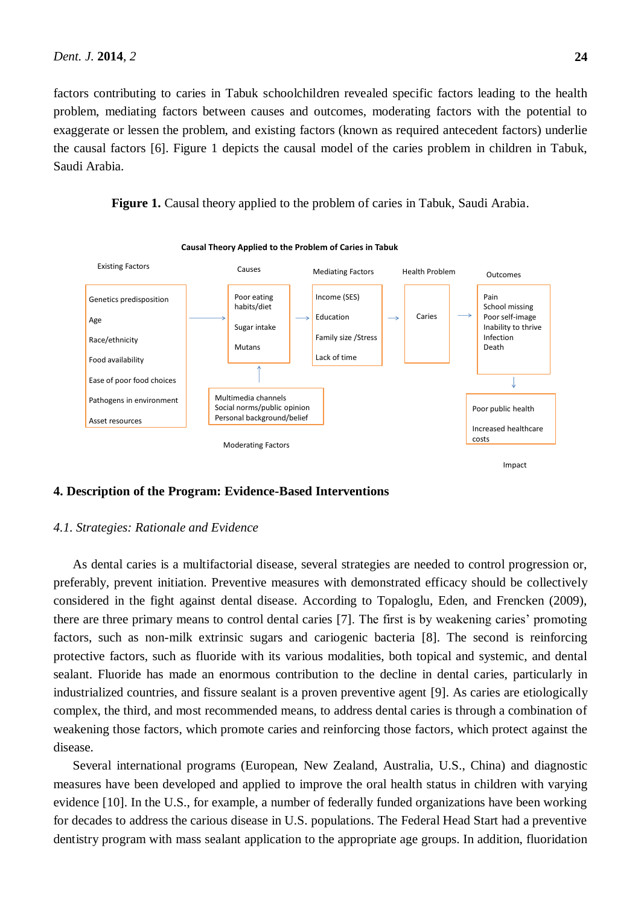factors contributing to caries in Tabuk schoolchildren revealed specific factors leading to the health problem, mediating factors between causes and outcomes, moderating factors with the potential to exaggerate or lessen the problem, and existing factors (known as required antecedent factors) underlie the causal factors [6]. Figure 1 depicts the causal model of the caries problem in children in Tabuk, Saudi Arabia.

**Figure 1.** Causal theory applied to the problem of caries in Tabuk, Saudi Arabia.

Causal Theory Applied to the Problem of Caries in Tabuk

Existing Factors
Genetics predisposition
Age
Race/ethnicity
Food availability
Ease of poor food choices
Pathogens in environment
Asset resources

Causes
Poor eating habits/diet
Sugar intake
Mutans

Mediating Factors
Income (SES)
Education
Family size /Stress
Lack of time

Health Problem
Caries

Outcomes
Pain
School missing
Poor self-image
Inability to thrive
Infection
Death

Multimedia channels
Social norms/public opinion
Personal background/belief

Moderating Factors

Poor public health
Increased healthcare costs

Impact

## 4. Description of the Program: Evidence-Based Interventions

### *4.1. Strategies: Rationale and Evidence*

As dental caries is a multifactorial disease, several strategies are needed to control progression or, preferably, prevent initiation. Preventive measures with demonstrated efficacy should be collectively considered in the fight against dental disease. According to Topaloglu, Eden, and Frencken (2009), there are three primary means to control dental caries [7]. The first is by weakening caries' promoting factors, such as non-milk extrinsic sugars and cariogenic bacteria [8]. The second is reinforcing protective factors, such as fluoride with its various modalities, both topical and systemic, and dental sealant. Fluoride has made an enormous contribution to the decline in dental caries, particularly in industrialized countries, and fissure sealant is a proven preventive agent [9]. As caries are etiologically complex, the third, and most recommended means, to address dental caries is through a combination of weakening those factors, which promote caries and reinforcing those factors, which protect against the disease.

Several international programs (European, New Zealand, Australia, U.S., China) and diagnostic measures have been developed and applied to improve the oral health status in children with varying evidence [10]. In the U.S., for example, a number of federally funded organizations have been working for decades to address the carious disease in U.S. populations. The Federal Head Start had a preventive dentistry program with mass sealant application to the appropriate age groups. In addition, fluoridation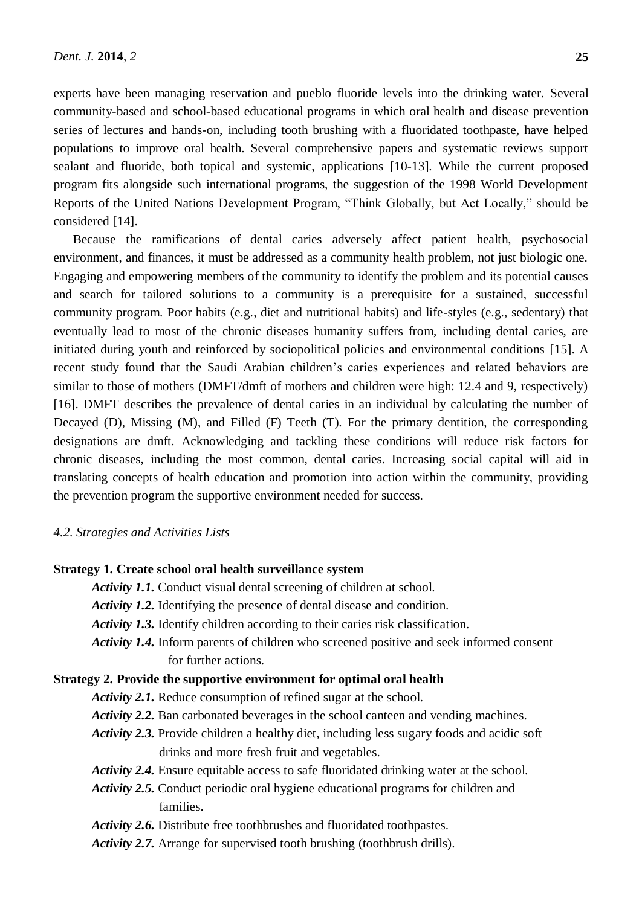experts have been managing reservation and pueblo fluoride levels into the drinking water. Several community-based and school-based educational programs in which oral health and disease prevention series of lectures and hands-on, including tooth brushing with a fluoridated toothpaste, have helped populations to improve oral health. Several comprehensive papers and systematic reviews support sealant and fluoride, both topical and systemic, applications [10-13]. While the current proposed program fits alongside such international programs, the suggestion of the 1998 World Development Reports of the United Nations Development Program, "Think Globally, but Act Locally," should be considered [14].

Because the ramifications of dental caries adversely affect patient health, psychosocial environment, and finances, it must be addressed as a community health problem, not just biologic one. Engaging and empowering members of the community to identify the problem and its potential causes and search for tailored solutions to a community is a prerequisite for a sustained, successful community program. Poor habits (e.g., diet and nutritional habits) and life-styles (e.g., sedentary) that eventually lead to most of the chronic diseases humanity suffers from, including dental caries, are initiated during youth and reinforced by sociopolitical policies and environmental conditions [15]. A recent study found that the Saudi Arabian children's caries experiences and related behaviors are similar to those of mothers (DMFT/dmft of mothers and children were high: 12.4 and 9, respectively) [16]. DMFT describes the prevalence of dental caries in an individual by calculating the number of Decayed (D), Missing (M), and Filled (F) Teeth (T). For the primary dentition, the corresponding designations are dmft. Acknowledging and tackling these conditions will reduce risk factors for chronic diseases, including the most common, dental caries. Increasing social capital will aid in translating concepts of health education and promotion into action within the community, providing the prevention program the supportive environment needed for success.

### *4.2. Strategies and Activities Lists*

**Strategy 1. Create school oral health surveillance system**

- ***Activity 1.1.*** Conduct visual dental screening of children at school.
- ***Activity 1.2.*** Identifying the presence of dental disease and condition.
- ***Activity 1.3.*** Identify children according to their caries risk classification.
- ***Activity 1.4.*** Inform parents of children who screened positive and seek informed consent for further actions.

**Strategy 2. Provide the supportive environment for optimal oral health**

- ***Activity 2.1.*** Reduce consumption of refined sugar at the school.
- ***Activity 2.2.*** Ban carbonated beverages in the school canteen and vending machines.
- ***Activity 2.3.*** Provide children a healthy diet, including less sugary foods and acidic soft drinks and more fresh fruit and vegetables.
- ***Activity 2.4.*** Ensure equitable access to safe fluoridated drinking water at the school.
- ***Activity 2.5.*** Conduct periodic oral hygiene educational programs for children and families.
- ***Activity 2.6.*** Distribute free toothbrushes and fluoridated toothpastes.
- ***Activity 2.7.*** Arrange for supervised tooth brushing (toothbrush drills).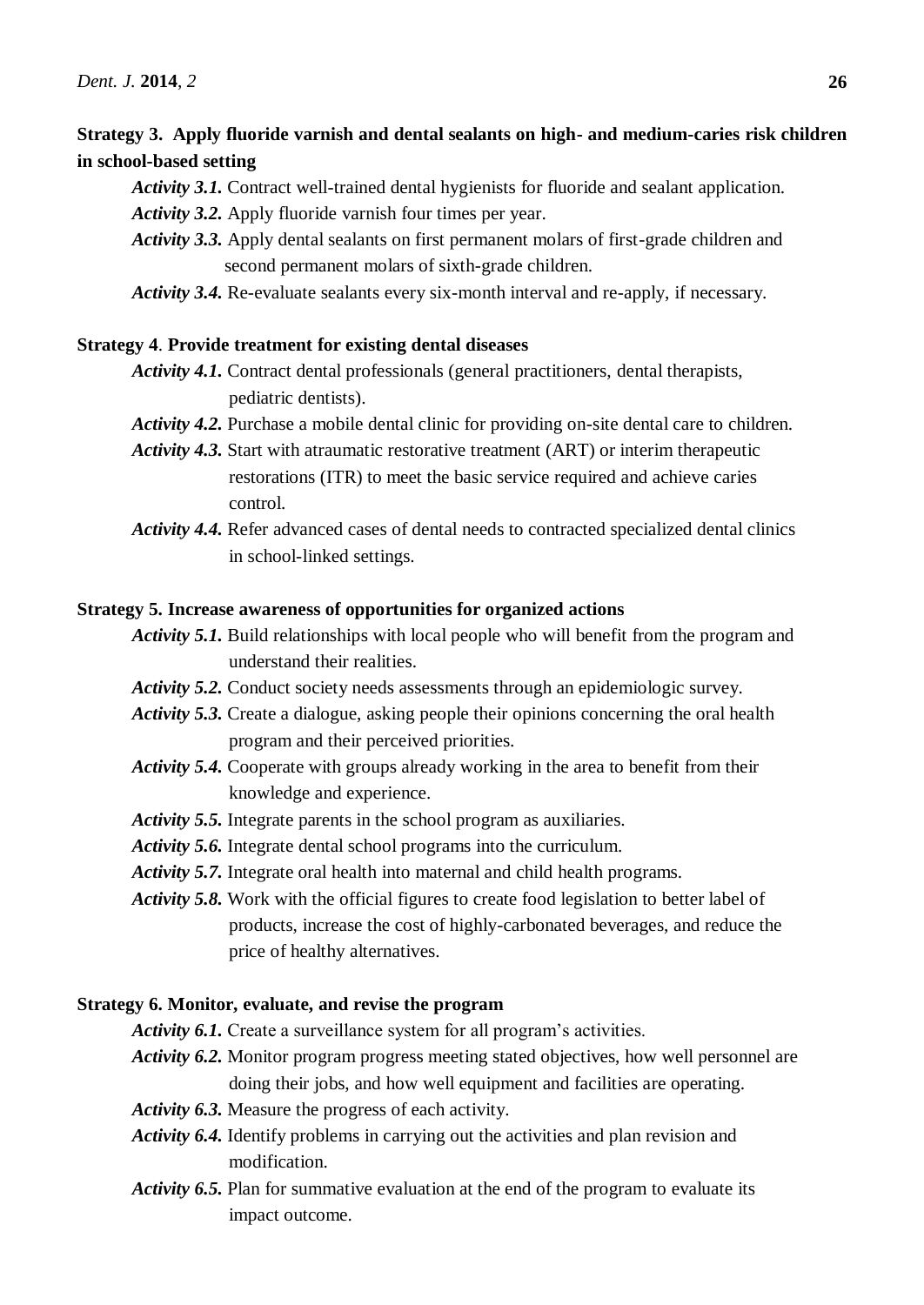**Strategy 3. Apply fluoride varnish and dental sealants on high- and medium-caries risk children in school-based setting**

*Activity 3.1.* Contract well-trained dental hygienists for fluoride and sealant application.

*Activity 3.2.* Apply fluoride varnish four times per year.

*Activity 3.3.* Apply dental sealants on first permanent molars of first-grade children and second permanent molars of sixth-grade children.

*Activity 3.4.* Re-evaluate sealants every six-month interval and re-apply, if necessary.

**Strategy 4**. **Provide treatment for existing dental diseases**

*Activity 4.1.* Contract dental professionals (general practitioners, dental therapists, pediatric dentists).

*Activity 4.2.* Purchase a mobile dental clinic for providing on-site dental care to children.

*Activity 4.3.* Start with atraumatic restorative treatment (ART) or interim therapeutic restorations (ITR) to meet the basic service required and achieve caries control.

*Activity 4.4.* Refer advanced cases of dental needs to contracted specialized dental clinics in school-linked settings.

**Strategy 5. Increase awareness of opportunities for organized actions**

*Activity 5.1.* Build relationships with local people who will benefit from the program and understand their realities.

*Activity 5.2.* Conduct society needs assessments through an epidemiologic survey.

*Activity 5.3.* Create a dialogue, asking people their opinions concerning the oral health program and their perceived priorities.

*Activity 5.4.* Cooperate with groups already working in the area to benefit from their knowledge and experience.

*Activity 5.5.* Integrate parents in the school program as auxiliaries.

*Activity 5.6.* Integrate dental school programs into the curriculum.

*Activity 5.7.* Integrate oral health into maternal and child health programs.

*Activity 5.8.* Work with the official figures to create food legislation to better label of products, increase the cost of highly-carbonated beverages, and reduce the price of healthy alternatives.

**Strategy 6. Monitor, evaluate, and revise the program**

*Activity 6.1.* Create a surveillance system for all program's activities.

*Activity 6.2.* Monitor program progress meeting stated objectives, how well personnel are doing their jobs, and how well equipment and facilities are operating.

*Activity 6.3.* Measure the progress of each activity.

*Activity 6.4.* Identify problems in carrying out the activities and plan revision and modification.

*Activity 6.5.* Plan for summative evaluation at the end of the program to evaluate its impact outcome.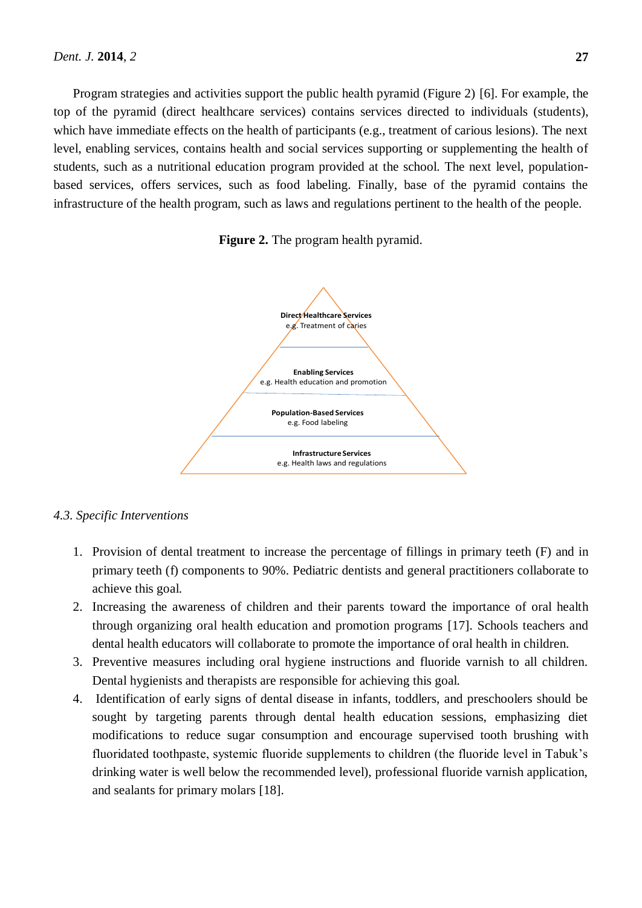Program strategies and activities support the public health pyramid (Figure 2) [6]. For example, the top of the pyramid (direct healthcare services) contains services directed to individuals (students), which have immediate effects on the health of participants (e.g., treatment of carious lesions). The next level, enabling services, contains health and social services supporting or supplementing the health of students, such as a nutritional education program provided at the school. The next level, population-based services, offers services, such as food labeling. Finally, base of the pyramid contains the infrastructure of the health program, such as laws and regulations pertinent to the health of the people.

**Figure 2.** The program health pyramid.

**Direct Healthcare Services**
e.g. Treatment of caries

**Enabling Services**
e.g. Health education and promotion

**Population-Based Services**
e.g. Food labeling

**Infrastructure Services**
e.g. Health laws and regulations

### *4.3. Specific Interventions*

1. Provision of dental treatment to increase the percentage of fillings in primary teeth (F) and in primary teeth (f) components to 90%. Pediatric dentists and general practitioners collaborate to achieve this goal.
2. Increasing the awareness of children and their parents toward the importance of oral health through organizing oral health education and promotion programs [17]. Schools teachers and dental health educators will collaborate to promote the importance of oral health in children.
3. Preventive measures including oral hygiene instructions and fluoride varnish to all children. Dental hygienists and therapists are responsible for achieving this goal.
4. Identification of early signs of dental disease in infants, toddlers, and preschoolers should be sought by targeting parents through dental health education sessions, emphasizing diet modifications to reduce sugar consumption and encourage supervised tooth brushing with fluoridated toothpaste, systemic fluoride supplements to children (the fluoride level in Tabuk's drinking water is well below the recommended level), professional fluoride varnish application, and sealants for primary molars [18].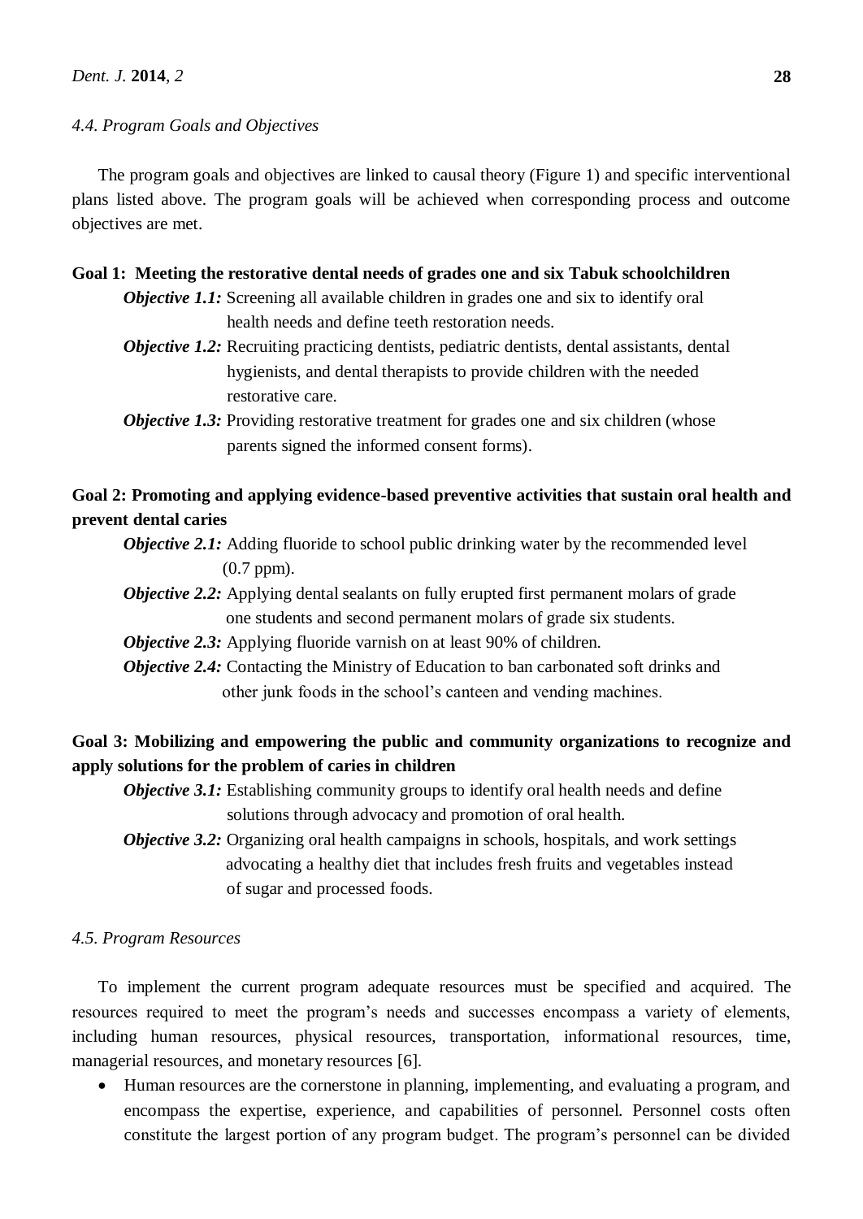*4.4. Program Goals and Objectives*

The program goals and objectives are linked to causal theory (Figure 1) and specific interventional plans listed above. The program goals will be achieved when corresponding process and outcome objectives are met.

**Goal 1: Meeting the restorative dental needs of grades one and six Tabuk schoolchildren**

***Objective 1.1:*** Screening all available children in grades one and six to identify oral health needs and define teeth restoration needs.

***Objective 1.2:*** Recruiting practicing dentists, pediatric dentists, dental assistants, dental hygienists, and dental therapists to provide children with the needed restorative care.

***Objective 1.3:*** Providing restorative treatment for grades one and six children (whose parents signed the informed consent forms).

**Goal 2: Promoting and applying evidence-based preventive activities that sustain oral health and prevent dental caries**

***Objective 2.1:*** Adding fluoride to school public drinking water by the recommended level (0.7 ppm).

***Objective 2.2:*** Applying dental sealants on fully erupted first permanent molars of grade one students and second permanent molars of grade six students.

***Objective 2.3:*** Applying fluoride varnish on at least 90% of children.

***Objective 2.4:*** Contacting the Ministry of Education to ban carbonated soft drinks and other junk foods in the school's canteen and vending machines.

**Goal 3: Mobilizing and empowering the public and community organizations to recognize and apply solutions for the problem of caries in children**

***Objective 3.1:*** Establishing community groups to identify oral health needs and define solutions through advocacy and promotion of oral health.

***Objective 3.2:*** Organizing oral health campaigns in schools, hospitals, and work settings advocating a healthy diet that includes fresh fruits and vegetables instead of sugar and processed foods.

*4.5. Program Resources*

To implement the current program adequate resources must be specified and acquired. The resources required to meet the program's needs and successes encompass a variety of elements, including human resources, physical resources, transportation, informational resources, time, managerial resources, and monetary resources [6].

- Human resources are the cornerstone in planning, implementing, and evaluating a program, and encompass the expertise, experience, and capabilities of personnel. Personnel costs often constitute the largest portion of any program budget. The program's personnel can be divided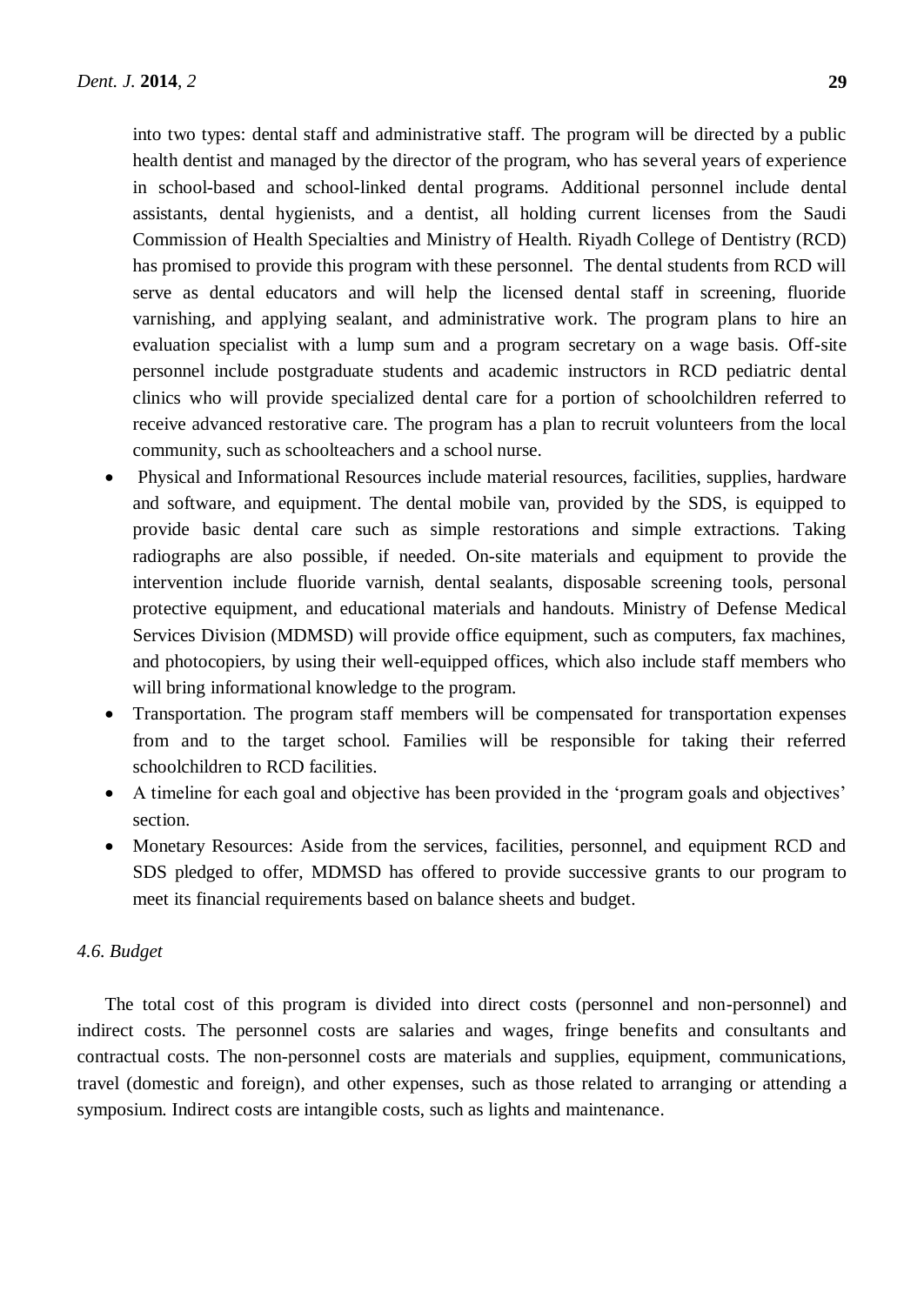into two types: dental staff and administrative staff. The program will be directed by a public health dentist and managed by the director of the program, who has several years of experience in school-based and school-linked dental programs. Additional personnel include dental assistants, dental hygienists, and a dentist, all holding current licenses from the Saudi Commission of Health Specialties and Ministry of Health. Riyadh College of Dentistry (RCD) has promised to provide this program with these personnel. The dental students from RCD will serve as dental educators and will help the licensed dental staff in screening, fluoride varnishing, and applying sealant, and administrative work. The program plans to hire an evaluation specialist with a lump sum and a program secretary on a wage basis. Off-site personnel include postgraduate students and academic instructors in RCD pediatric dental clinics who will provide specialized dental care for a portion of schoolchildren referred to receive advanced restorative care. The program has a plan to recruit volunteers from the local community, such as schoolteachers and a school nurse.

- Physical and Informational Resources include material resources, facilities, supplies, hardware and software, and equipment. The dental mobile van, provided by the SDS, is equipped to provide basic dental care such as simple restorations and simple extractions. Taking radiographs are also possible, if needed. On-site materials and equipment to provide the intervention include fluoride varnish, dental sealants, disposable screening tools, personal protective equipment, and educational materials and handouts. Ministry of Defense Medical Services Division (MDMSD) will provide office equipment, such as computers, fax machines, and photocopiers, by using their well-equipped offices, which also include staff members who will bring informational knowledge to the program.
- Transportation. The program staff members will be compensated for transportation expenses from and to the target school. Families will be responsible for taking their referred schoolchildren to RCD facilities.
- A timeline for each goal and objective has been provided in the 'program goals and objectives' section.
- Monetary Resources: Aside from the services, facilities, personnel, and equipment RCD and SDS pledged to offer, MDMSD has offered to provide successive grants to our program to meet its financial requirements based on balance sheets and budget.

### *4.6. Budget*

The total cost of this program is divided into direct costs (personnel and non-personnel) and indirect costs. The personnel costs are salaries and wages, fringe benefits and consultants and contractual costs. The non-personnel costs are materials and supplies, equipment, communications, travel (domestic and foreign), and other expenses, such as those related to arranging or attending a symposium. Indirect costs are intangible costs, such as lights and maintenance.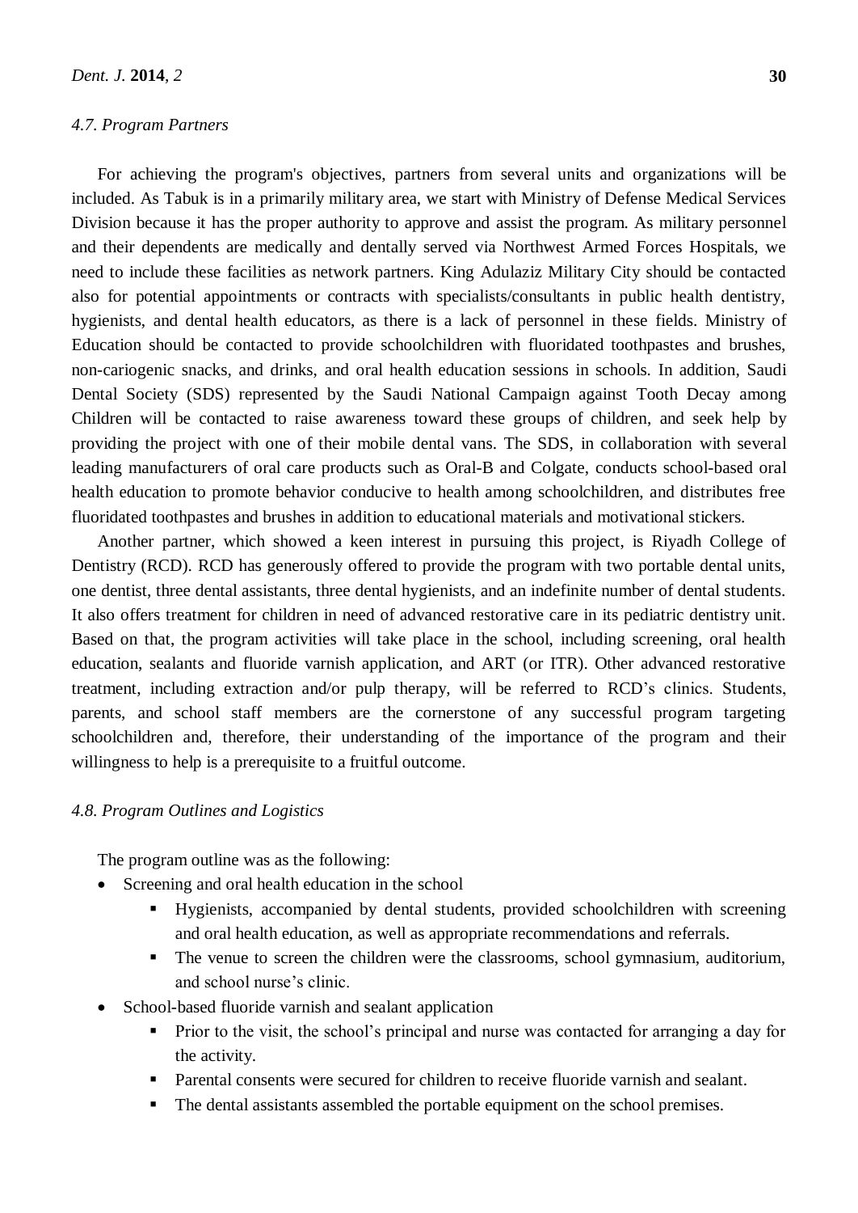### *4.7. Program Partners*

For achieving the program's objectives, partners from several units and organizations will be included. As Tabuk is in a primarily military area, we start with Ministry of Defense Medical Services Division because it has the proper authority to approve and assist the program. As military personnel and their dependents are medically and dentally served via Northwest Armed Forces Hospitals, we need to include these facilities as network partners. King Adulaziz Military City should be contacted also for potential appointments or contracts with specialists/consultants in public health dentistry, hygienists, and dental health educators, as there is a lack of personnel in these fields. Ministry of Education should be contacted to provide schoolchildren with fluoridated toothpastes and brushes, non-cariogenic snacks, and drinks, and oral health education sessions in schools. In addition, Saudi Dental Society (SDS) represented by the Saudi National Campaign against Tooth Decay among Children will be contacted to raise awareness toward these groups of children, and seek help by providing the project with one of their mobile dental vans. The SDS, in collaboration with several leading manufacturers of oral care products such as Oral-B and Colgate, conducts school-based oral health education to promote behavior conducive to health among schoolchildren, and distributes free fluoridated toothpastes and brushes in addition to educational materials and motivational stickers.

Another partner, which showed a keen interest in pursuing this project, is Riyadh College of Dentistry (RCD). RCD has generously offered to provide the program with two portable dental units, one dentist, three dental assistants, three dental hygienists, and an indefinite number of dental students. It also offers treatment for children in need of advanced restorative care in its pediatric dentistry unit. Based on that, the program activities will take place in the school, including screening, oral health education, sealants and fluoride varnish application, and ART (or ITR). Other advanced restorative treatment, including extraction and/or pulp therapy, will be referred to RCD's clinics. Students, parents, and school staff members are the cornerstone of any successful program targeting schoolchildren and, therefore, their understanding of the importance of the program and their willingness to help is a prerequisite to a fruitful outcome.

### *4.8. Program Outlines and Logistics*

The program outline was as the following:

- Screening and oral health education in the school
    - Hygienists, accompanied by dental students, provided schoolchildren with screening and oral health education, as well as appropriate recommendations and referrals.
    - The venue to screen the children were the classrooms, school gymnasium, auditorium, and school nurse's clinic.
- School-based fluoride varnish and sealant application
    - Prior to the visit, the school's principal and nurse was contacted for arranging a day for the activity.
    - Parental consents were secured for children to receive fluoride varnish and sealant.
    - The dental assistants assembled the portable equipment on the school premises.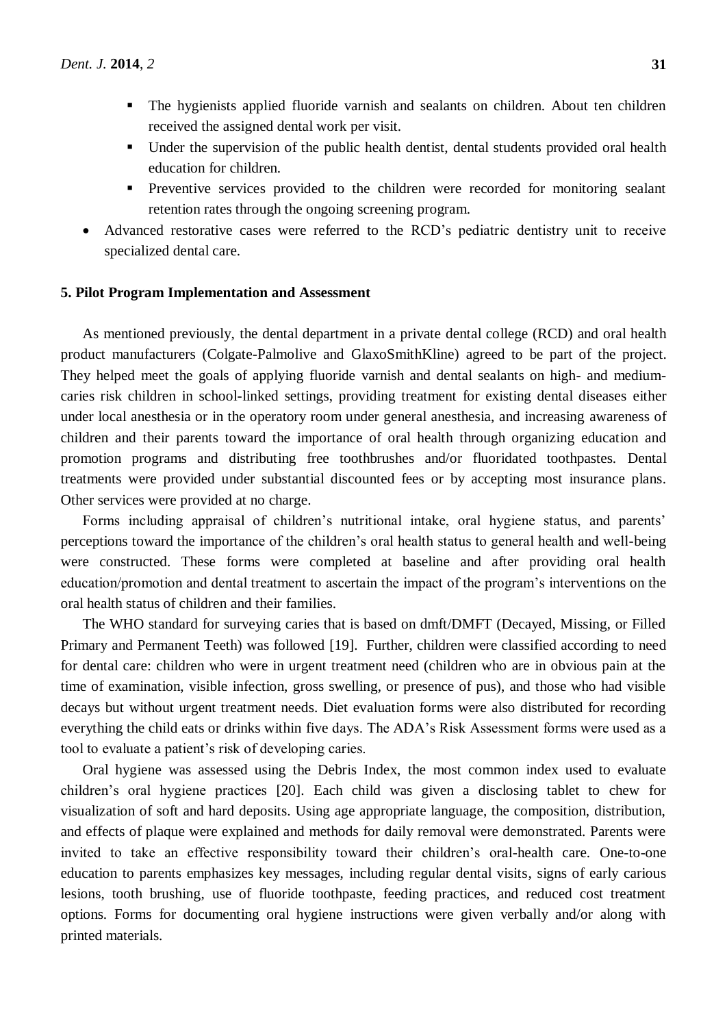- The hygienists applied fluoride varnish and sealants on children. About ten children received the assigned dental work per visit.
    - Under the supervision of the public health dentist, dental students provided oral health education for children.
    - Preventive services provided to the children were recorded for monitoring sealant retention rates through the ongoing screening program.
- Advanced restorative cases were referred to the RCD's pediatric dentistry unit to receive specialized dental care.

## 5. Pilot Program Implementation and Assessment

As mentioned previously, the dental department in a private dental college (RCD) and oral health product manufacturers (Colgate-Palmolive and GlaxoSmithKline) agreed to be part of the project. They helped meet the goals of applying fluoride varnish and dental sealants on high- and medium-caries risk children in school-linked settings, providing treatment for existing dental diseases either under local anesthesia or in the operatory room under general anesthesia, and increasing awareness of children and their parents toward the importance of oral health through organizing education and promotion programs and distributing free toothbrushes and/or fluoridated toothpastes. Dental treatments were provided under substantial discounted fees or by accepting most insurance plans. Other services were provided at no charge.

Forms including appraisal of children's nutritional intake, oral hygiene status, and parents' perceptions toward the importance of the children's oral health status to general health and well-being were constructed. These forms were completed at baseline and after providing oral health education/promotion and dental treatment to ascertain the impact of the program's interventions on the oral health status of children and their families.

The WHO standard for surveying caries that is based on dmft/DMFT (Decayed, Missing, or Filled Primary and Permanent Teeth) was followed [19]. Further, children were classified according to need for dental care: children who were in urgent treatment need (children who are in obvious pain at the time of examination, visible infection, gross swelling, or presence of pus), and those who had visible decays but without urgent treatment needs. Diet evaluation forms were also distributed for recording everything the child eats or drinks within five days. The ADA's Risk Assessment forms were used as a tool to evaluate a patient's risk of developing caries.

Oral hygiene was assessed using the Debris Index, the most common index used to evaluate children's oral hygiene practices [20]. Each child was given a disclosing tablet to chew for visualization of soft and hard deposits. Using age appropriate language, the composition, distribution, and effects of plaque were explained and methods for daily removal were demonstrated. Parents were invited to take an effective responsibility toward their children's oral-health care. One-to-one education to parents emphasizes key messages, including regular dental visits, signs of early carious lesions, tooth brushing, use of fluoride toothpaste, feeding practices, and reduced cost treatment options. Forms for documenting oral hygiene instructions were given verbally and/or along with printed materials.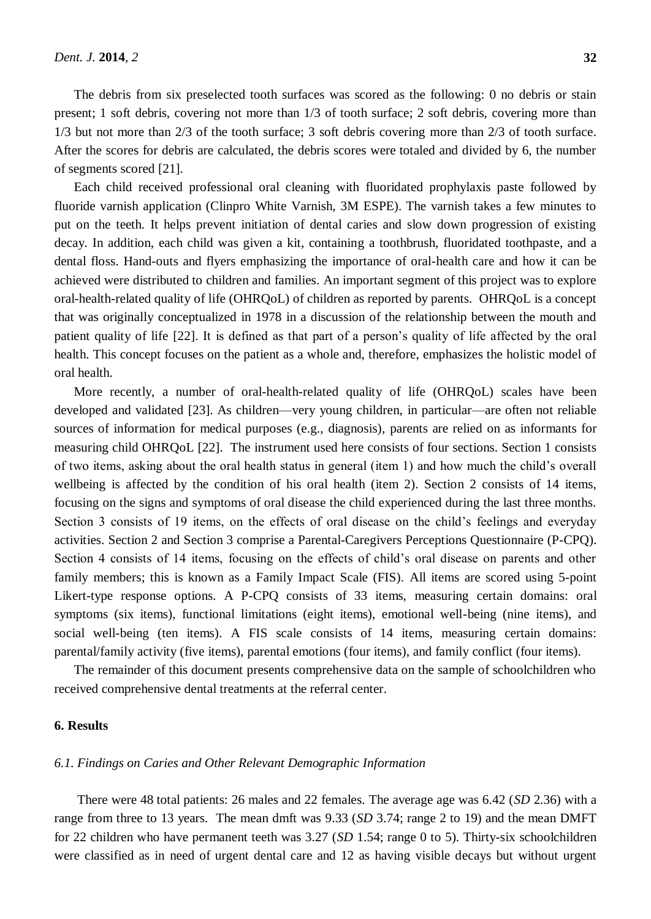The debris from six preselected tooth surfaces was scored as the following: 0 no debris or stain present; 1 soft debris, covering not more than 1/3 of tooth surface; 2 soft debris, covering more than 1/3 but not more than 2/3 of the tooth surface; 3 soft debris covering more than 2/3 of tooth surface. After the scores for debris are calculated, the debris scores were totaled and divided by 6, the number of segments scored [21].

Each child received professional oral cleaning with fluoridated prophylaxis paste followed by fluoride varnish application (Clinpro White Varnish, 3M ESPE). The varnish takes a few minutes to put on the teeth. It helps prevent initiation of dental caries and slow down progression of existing decay. In addition, each child was given a kit, containing a toothbrush, fluoridated toothpaste, and a dental floss. Hand-outs and flyers emphasizing the importance of oral-health care and how it can be achieved were distributed to children and families. An important segment of this project was to explore oral-health-related quality of life (OHRQoL) of children as reported by parents. OHRQoL is a concept that was originally conceptualized in 1978 in a discussion of the relationship between the mouth and patient quality of life [22]. It is defined as that part of a person's quality of life affected by the oral health. This concept focuses on the patient as a whole and, therefore, emphasizes the holistic model of oral health.

More recently, a number of oral-health-related quality of life (OHRQoL) scales have been developed and validated [23]. As children—very young children, in particular—are often not reliable sources of information for medical purposes (e.g., diagnosis), parents are relied on as informants for measuring child OHRQoL [22]. The instrument used here consists of four sections. Section 1 consists of two items, asking about the oral health status in general (item 1) and how much the child's overall wellbeing is affected by the condition of his oral health (item 2). Section 2 consists of 14 items, focusing on the signs and symptoms of oral disease the child experienced during the last three months. Section 3 consists of 19 items, on the effects of oral disease on the child's feelings and everyday activities. Section 2 and Section 3 comprise a Parental-Caregivers Perceptions Questionnaire (P-CPQ). Section 4 consists of 14 items, focusing on the effects of child's oral disease on parents and other family members; this is known as a Family Impact Scale (FIS). All items are scored using 5-point Likert-type response options. A P-CPQ consists of 33 items, measuring certain domains: oral symptoms (six items), functional limitations (eight items), emotional well-being (nine items), and social well-being (ten items). A FIS scale consists of 14 items, measuring certain domains: parental/family activity (five items), parental emotions (four items), and family conflict (four items).

The remainder of this document presents comprehensive data on the sample of schoolchildren who received comprehensive dental treatments at the referral center.

## 6. Results

### *6.1. Findings on Caries and Other Relevant Demographic Information*

There were 48 total patients: 26 males and 22 females. The average age was 6.42 (*SD* 2.36) with a range from three to 13 years. The mean dmft was 9.33 (*SD* 3.74; range 2 to 19) and the mean DMFT for 22 children who have permanent teeth was 3.27 (*SD* 1.54; range 0 to 5). Thirty-six schoolchildren were classified as in need of urgent dental care and 12 as having visible decays but without urgent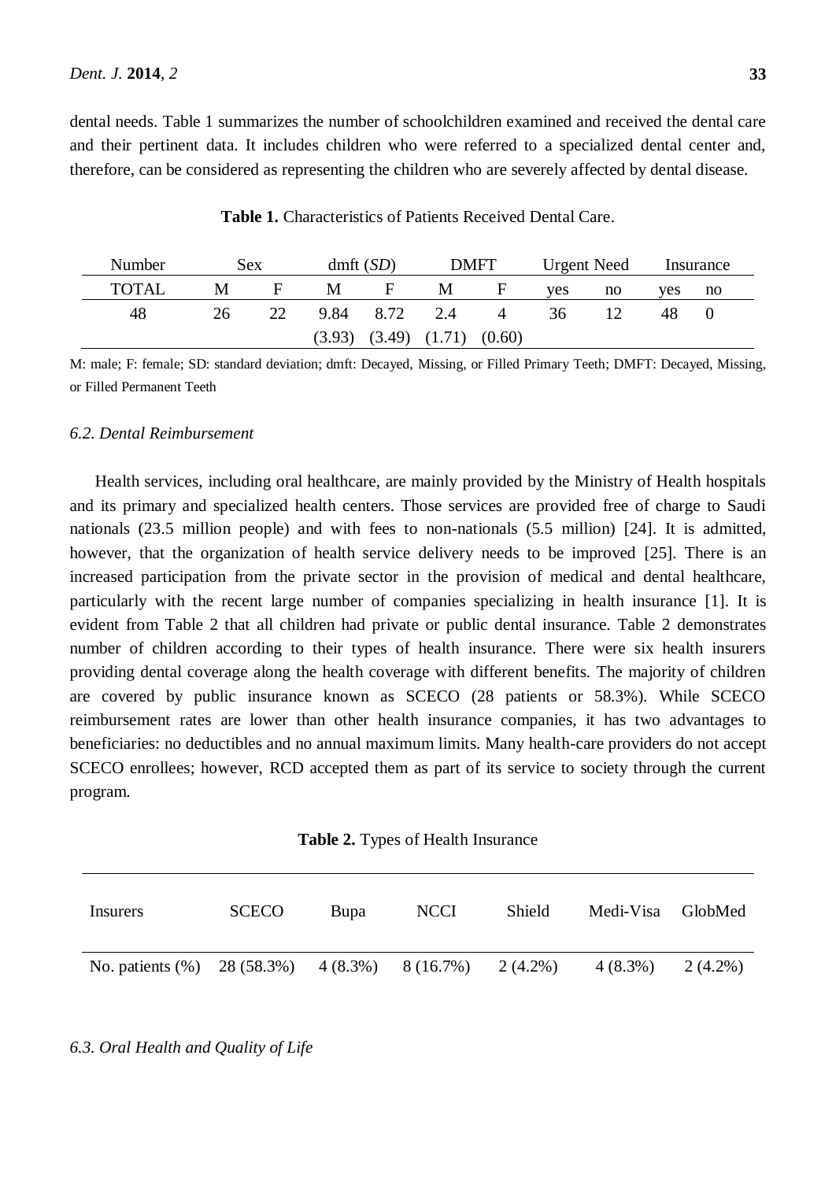dental needs. Table 1 summarizes the number of schoolchildren examined and received the dental care and their pertinent data. It includes children who were referred to a specialized dental center and, therefore, can be considered as representing the children who are severely affected by dental disease.

**Table 1.** Characteristics of Patients Received Dental Care.

| Number | Sex | | dmft (*SD*) | | DMFT | | Urgent Need | | Insurance | |
|---|---|---|---|---|---|---|---|---|---|---|
| TOTAL | M | F | M | F | M | F | yes | no | yes | no |
| 48 | 26 | 22 | 9.84 | 8.72 | 2.4 | 4 | 36 | 12 | 48 | 0 |
| | | | (3.93) | (3.49) | (1.71) | (0.60) | | | | |

M: male; F: female; SD: standard deviation; dmft: Decayed, Missing, or Filled Primary Teeth; DMFT: Decayed, Missing, or Filled Permanent Teeth

### *6.2. Dental Reimbursement*

Health services, including oral healthcare, are mainly provided by the Ministry of Health hospitals and its primary and specialized health centers. Those services are provided free of charge to Saudi nationals (23.5 million people) and with fees to non-nationals (5.5 million) [24]. It is admitted, however, that the organization of health service delivery needs to be improved [25]. There is an increased participation from the private sector in the provision of medical and dental healthcare, particularly with the recent large number of companies specializing in health insurance [1]. It is evident from Table 2 that all children had private or public dental insurance. Table 2 demonstrates number of children according to their types of health insurance. There were six health insurers providing dental coverage along the health coverage with different benefits. The majority of children are covered by public insurance known as SCECO (28 patients or 58.3%). While SCECO reimbursement rates are lower than other health insurance companies, it has two advantages to beneficiaries: no deductibles and no annual maximum limits. Many health-care providers do not accept SCECO enrollees; however, RCD accepted them as part of its service to society through the current program.

**Table 2.** Types of Health Insurance

| Insurers | SCECO | Bupa | NCCI | Shield | Medi-Visa | GlobMed |
|---|---|---|---|---|---|---|
| No. patients (%) | 28 (58.3%) | 4 (8.3%) | 8 (16.7%) | 2 (4.2%) | 4 (8.3%) | 2 (4.2%) |

### *6.3. Oral Health and Quality of Life*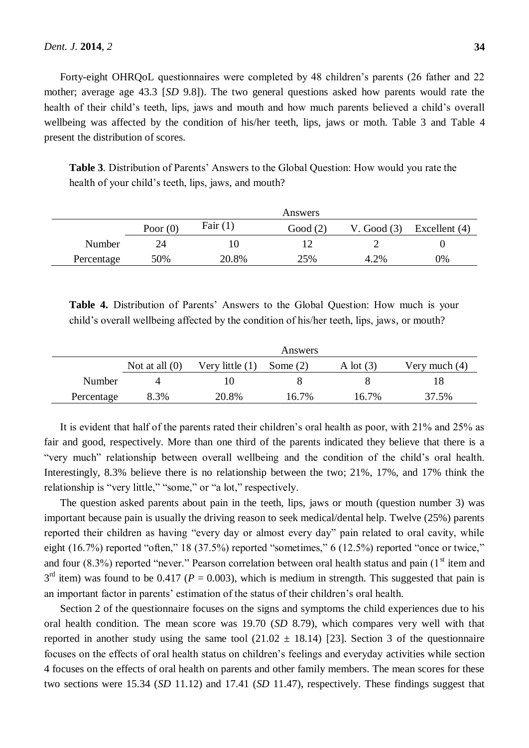Forty-eight OHRQoL questionnaires were completed by 48 children's parents (26 father and 22 mother; average age 43.3 [*SD* 9.8]). The two general questions asked how parents would rate the health of their child's teeth, lips, jaws and mouth and how much parents believed a child's overall wellbeing was affected by the condition of his/her teeth, lips, jaws or moth. Table 3 and Table 4 present the distribution of scores.

**Table 3**. Distribution of Parents' Answers to the Global Question: How would you rate the health of your child's teeth, lips, jaws, and mouth?

| | Answers | | | | |
|---|---|---|---|---|---|
| | Poor (0) | Fair (1) | Good (2) | V. Good (3) | Excellent (4) |
| Number | 24 | 10 | 12 | 2 | 0 |
| Percentage | 50% | 20.8% | 25% | 4.2% | 0% |

**Table 4.** Distribution of Parents' Answers to the Global Question: How much is your child's overall wellbeing affected by the condition of his/her teeth, lips, jaws, or mouth?

| | Answers | | | | |
|---|---|---|---|---|---|
| | Not at all (0) | Very little (1) | Some (2) | A lot (3) | Very much (4) |
| Number | 4 | 10 | 8 | 8 | 18 |
| Percentage | 8.3% | 20.8% | 16.7% | 16.7% | 37.5% |

It is evident that half of the parents rated their children's oral health as poor, with 21% and 25% as fair and good, respectively. More than one third of the parents indicated they believe that there is a "very much" relationship between overall wellbeing and the condition of the child's oral health. Interestingly, 8.3% believe there is no relationship between the two; 21%, 17%, and 17% think the relationship is "very little," "some," or "a lot," respectively.

The question asked parents about pain in the teeth, lips, jaws or mouth (question number 3) was important because pain is usually the driving reason to seek medical/dental help. Twelve (25%) parents reported their children as having "every day or almost every day" pain related to oral cavity, while eight (16.7%) reported "often," 18 (37.5%) reported "sometimes," 6 (12.5%) reported "once or twice," and four (8.3%) reported "never." Pearson correlation between oral health status and pain (1st item and 3rd item) was found to be 0.417 ($P = 0.003$), which is medium in strength. This suggested that pain is an important factor in parents' estimation of the status of their children's oral health.

Section 2 of the questionnaire focuses on the signs and symptoms the child experiences due to his oral health condition. The mean score was 19.70 (*SD* 8.79), which compares very well with that reported in another study using the same tool ($21.02 \pm 18.14$) [23]. Section 3 of the questionnaire focuses on the effects of oral health status on children's feelings and everyday activities while section 4 focuses on the effects of oral health on parents and other family members. The mean scores for these two sections were 15.34 (*SD* 11.12) and 17.41 (*SD* 11.47), respectively. These findings suggest that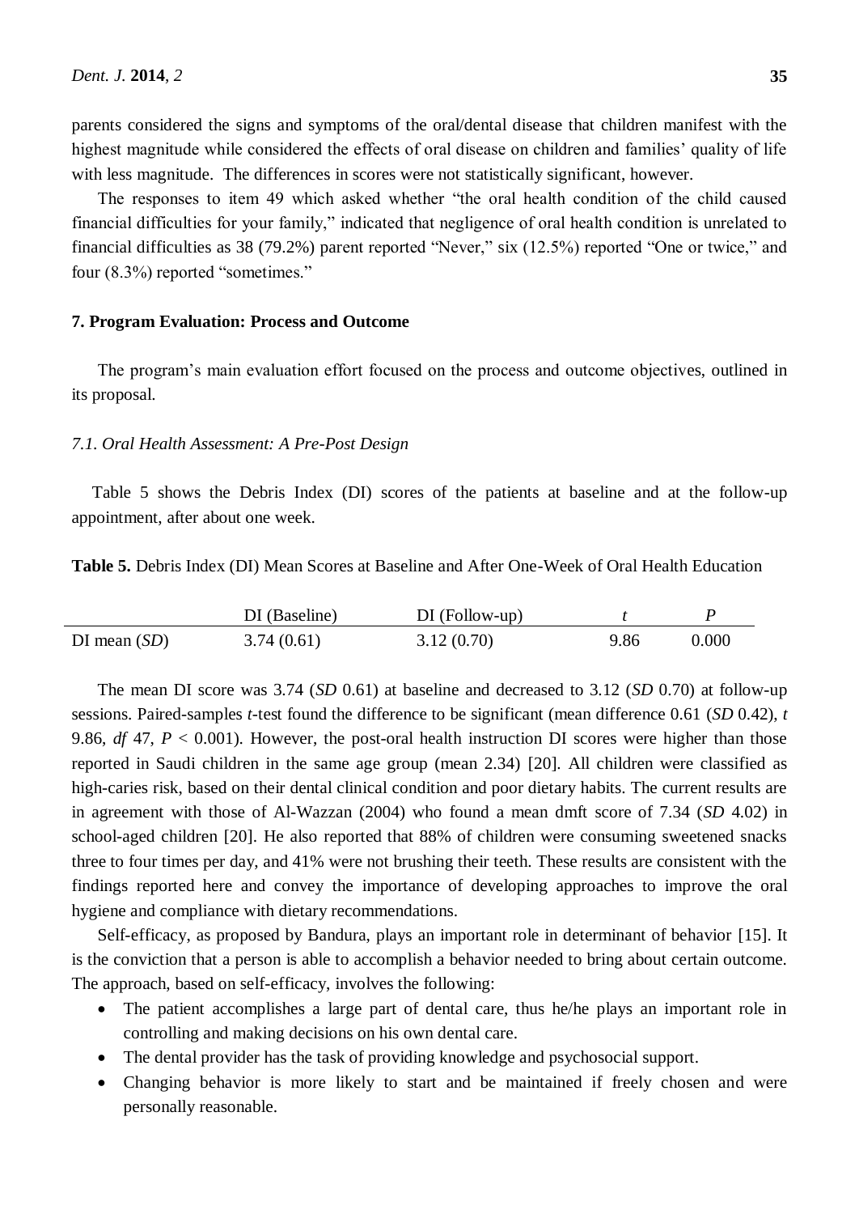parents considered the signs and symptoms of the oral/dental disease that children manifest with the highest magnitude while considered the effects of oral disease on children and families' quality of life with less magnitude. The differences in scores were not statistically significant, however.

The responses to item 49 which asked whether "the oral health condition of the child caused financial difficulties for your family," indicated that negligence of oral health condition is unrelated to financial difficulties as 38 (79.2%) parent reported "Never," six (12.5%) reported "One or twice," and four (8.3%) reported "sometimes."

## 7. Program Evaluation: Process and Outcome

The program's main evaluation effort focused on the process and outcome objectives, outlined in its proposal.

### *7.1. Oral Health Assessment: A Pre-Post Design*

Table 5 shows the Debris Index (DI) scores of the patients at baseline and at the follow-up appointment, after about one week.

**Table 5.** Debris Index (DI) Mean Scores at Baseline and After One-Week of Oral Health Education

| | DI (Baseline) | DI (Follow-up) | *t* | *P* |
|---|---|---|---|---|
| DI mean (*SD*) | 3.74 (0.61) | 3.12 (0.70) | 9.86 | 0.000 |

The mean DI score was 3.74 (*SD* 0.61) at baseline and decreased to 3.12 (*SD* 0.70) at follow-up sessions. Paired-samples *t*-test found the difference to be significant (mean difference 0.61 (*SD* 0.42), *t* 9.86, *df* 47, $P < 0.001$). However, the post-oral health instruction DI scores were higher than those reported in Saudi children in the same age group (mean 2.34) [20]. All children were classified as high-caries risk, based on their dental clinical condition and poor dietary habits. The current results are in agreement with those of Al-Wazzan (2004) who found a mean dmft score of 7.34 (*SD* 4.02) in school-aged children [20]. He also reported that 88% of children were consuming sweetened snacks three to four times per day, and 41% were not brushing their teeth. These results are consistent with the findings reported here and convey the importance of developing approaches to improve the oral hygiene and compliance with dietary recommendations.

Self-efficacy, as proposed by Bandura, plays an important role in determinant of behavior [15]. It is the conviction that a person is able to accomplish a behavior needed to bring about certain outcome. The approach, based on self-efficacy, involves the following:

- The patient accomplishes a large part of dental care, thus he/he plays an important role in controlling and making decisions on his own dental care.
- The dental provider has the task of providing knowledge and psychosocial support.
- Changing behavior is more likely to start and be maintained if freely chosen and were personally reasonable.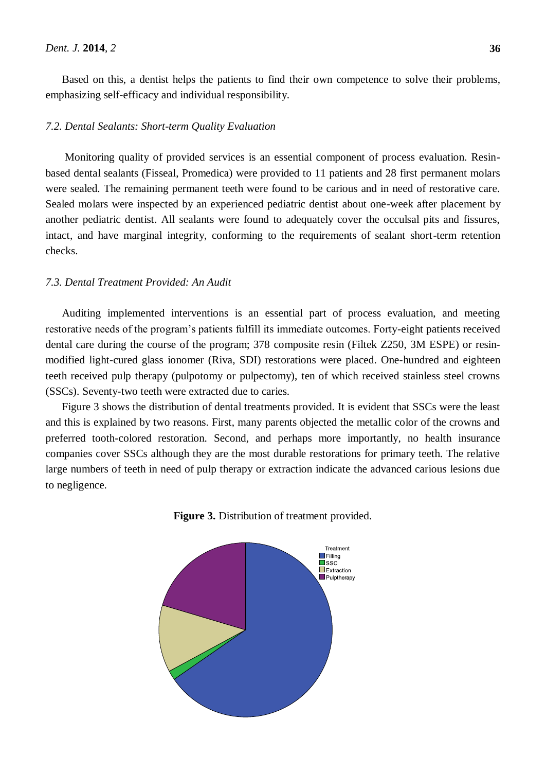Based on this, a dentist helps the patients to find their own competence to solve their problems, emphasizing self-efficacy and individual responsibility.

### *7.2. Dental Sealants: Short-term Quality Evaluation*

Monitoring quality of provided services is an essential component of process evaluation. Resin-based dental sealants (Fisseal, Promedica) were provided to 11 patients and 28 first permanent molars were sealed. The remaining permanent teeth were found to be carious and in need of restorative care. Sealed molars were inspected by an experienced pediatric dentist about one-week after placement by another pediatric dentist. All sealants were found to adequately cover the occulsal pits and fissures, intact, and have marginal integrity, conforming to the requirements of sealant short-term retention checks.

### *7.3. Dental Treatment Provided: An Audit*

Auditing implemented interventions is an essential part of process evaluation, and meeting restorative needs of the program's patients fulfill its immediate outcomes. Forty-eight patients received dental care during the course of the program; 378 composite resin (Filtek Z250, 3M ESPE) or resin-modified light-cured glass ionomer (Riva, SDI) restorations were placed. One-hundred and eighteen teeth received pulp therapy (pulpotomy or pulpectomy), ten of which received stainless steel crowns (SSCs). Seventy-two teeth were extracted due to caries.

Figure 3 shows the distribution of dental treatments provided. It is evident that SSCs were the least and this is explained by two reasons. First, many parents objected the metallic color of the crowns and preferred tooth-colored restoration. Second, and perhaps more importantly, no health insurance companies cover SSCs although they are the most durable restorations for primary teeth. The relative large numbers of teeth in need of pulp therapy or extraction indicate the advanced carious lesions due to negligence.

**Figure 3.** Distribution of treatment provided.

Treatment
Filling
SSC
Extraction
Pulptherapy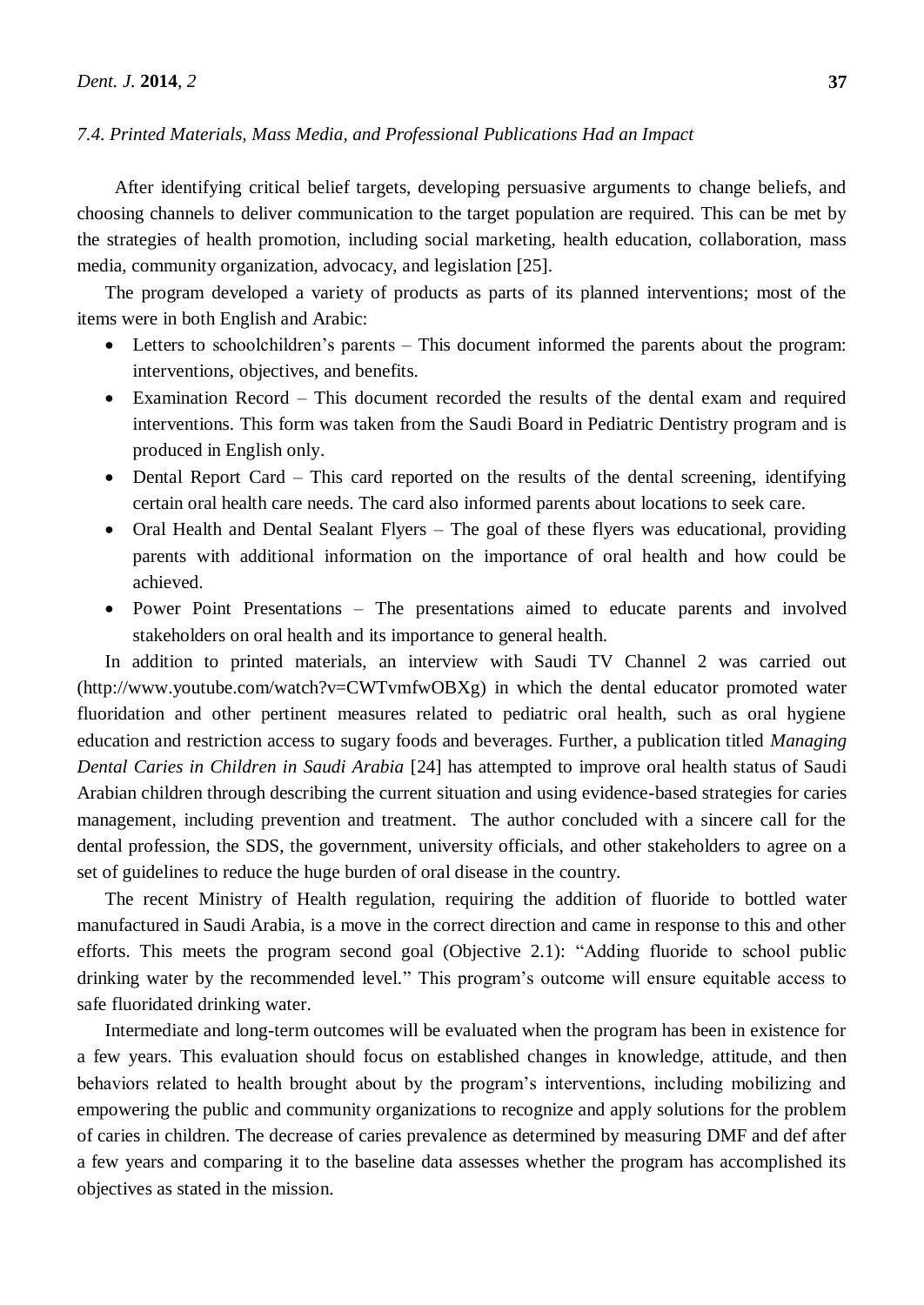### 7.4. Printed Materials, Mass Media, and Professional Publications Had an Impact

After identifying critical belief targets, developing persuasive arguments to change beliefs, and choosing channels to deliver communication to the target population are required. This can be met by the strategies of health promotion, including social marketing, health education, collaboration, mass media, community organization, advocacy, and legislation [25].

The program developed a variety of products as parts of its planned interventions; most of the items were in both English and Arabic:

- Letters to schoolchildren's parents – This document informed the parents about the program: interventions, objectives, and benefits.
- Examination Record – This document recorded the results of the dental exam and required interventions. This form was taken from the Saudi Board in Pediatric Dentistry program and is produced in English only.
- Dental Report Card – This card reported on the results of the dental screening, identifying certain oral health care needs. The card also informed parents about locations to seek care.
- Oral Health and Dental Sealant Flyers – The goal of these flyers was educational, providing parents with additional information on the importance of oral health and how could be achieved.
- Power Point Presentations – The presentations aimed to educate parents and involved stakeholders on oral health and its importance to general health.

In addition to printed materials, an interview with Saudi TV Channel 2 was carried out (http://www.youtube.com/watch?v=CWTvmfwOBXg) in which the dental educator promoted water fluoridation and other pertinent measures related to pediatric oral health, such as oral hygiene education and restriction access to sugary foods and beverages. Further, a publication titled *Managing Dental Caries in Children in Saudi Arabia* [24] has attempted to improve oral health status of Saudi Arabian children through describing the current situation and using evidence-based strategies for caries management, including prevention and treatment. The author concluded with a sincere call for the dental profession, the SDS, the government, university officials, and other stakeholders to agree on a set of guidelines to reduce the huge burden of oral disease in the country.

The recent Ministry of Health regulation, requiring the addition of fluoride to bottled water manufactured in Saudi Arabia, is a move in the correct direction and came in response to this and other efforts. This meets the program second goal (Objective 2.1): "Adding fluoride to school public drinking water by the recommended level." This program's outcome will ensure equitable access to safe fluoridated drinking water.

Intermediate and long-term outcomes will be evaluated when the program has been in existence for a few years. This evaluation should focus on established changes in knowledge, attitude, and then behaviors related to health brought about by the program's interventions, including mobilizing and empowering the public and community organizations to recognize and apply solutions for the problem of caries in children. The decrease of caries prevalence as determined by measuring DMF and def after a few years and comparing it to the baseline data assesses whether the program has accomplished its objectives as stated in the mission.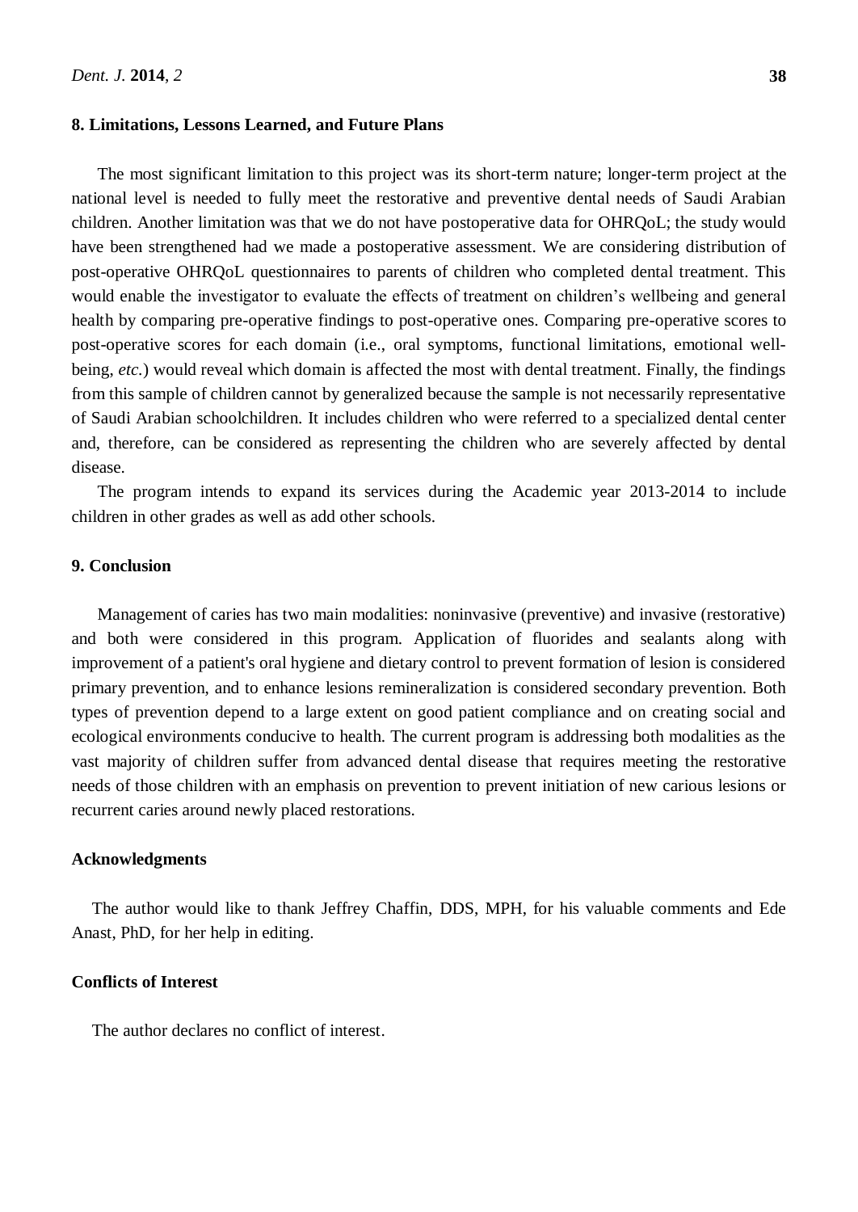## 8. Limitations, Lessons Learned, and Future Plans

The most significant limitation to this project was its short-term nature; longer-term project at the national level is needed to fully meet the restorative and preventive dental needs of Saudi Arabian children. Another limitation was that we do not have postoperative data for OHRQoL; the study would have been strengthened had we made a postoperative assessment. We are considering distribution of post-operative OHRQoL questionnaires to parents of children who completed dental treatment. This would enable the investigator to evaluate the effects of treatment on children's wellbeing and general health by comparing pre-operative findings to post-operative ones. Comparing pre-operative scores to post-operative scores for each domain (i.e., oral symptoms, functional limitations, emotional well-being, *etc.*) would reveal which domain is affected the most with dental treatment. Finally, the findings from this sample of children cannot by generalized because the sample is not necessarily representative of Saudi Arabian schoolchildren. It includes children who were referred to a specialized dental center and, therefore, can be considered as representing the children who are severely affected by dental disease.

The program intends to expand its services during the Academic year 2013-2014 to include children in other grades as well as add other schools.

## 9. Conclusion

Management of caries has two main modalities: noninvasive (preventive) and invasive (restorative) and both were considered in this program. Application of fluorides and sealants along with improvement of a patient's oral hygiene and dietary control to prevent formation of lesion is considered primary prevention, and to enhance lesions remineralization is considered secondary prevention. Both types of prevention depend to a large extent on good patient compliance and on creating social and ecological environments conducive to health. The current program is addressing both modalities as the vast majority of children suffer from advanced dental disease that requires meeting the restorative needs of those children with an emphasis on prevention to prevent initiation of new carious lesions or recurrent caries around newly placed restorations.

## Acknowledgments

The author would like to thank Jeffrey Chaffin, DDS, MPH, for his valuable comments and Ede Anast, PhD, for her help in editing.

## Conflicts of Interest

The author declares no conflict of interest.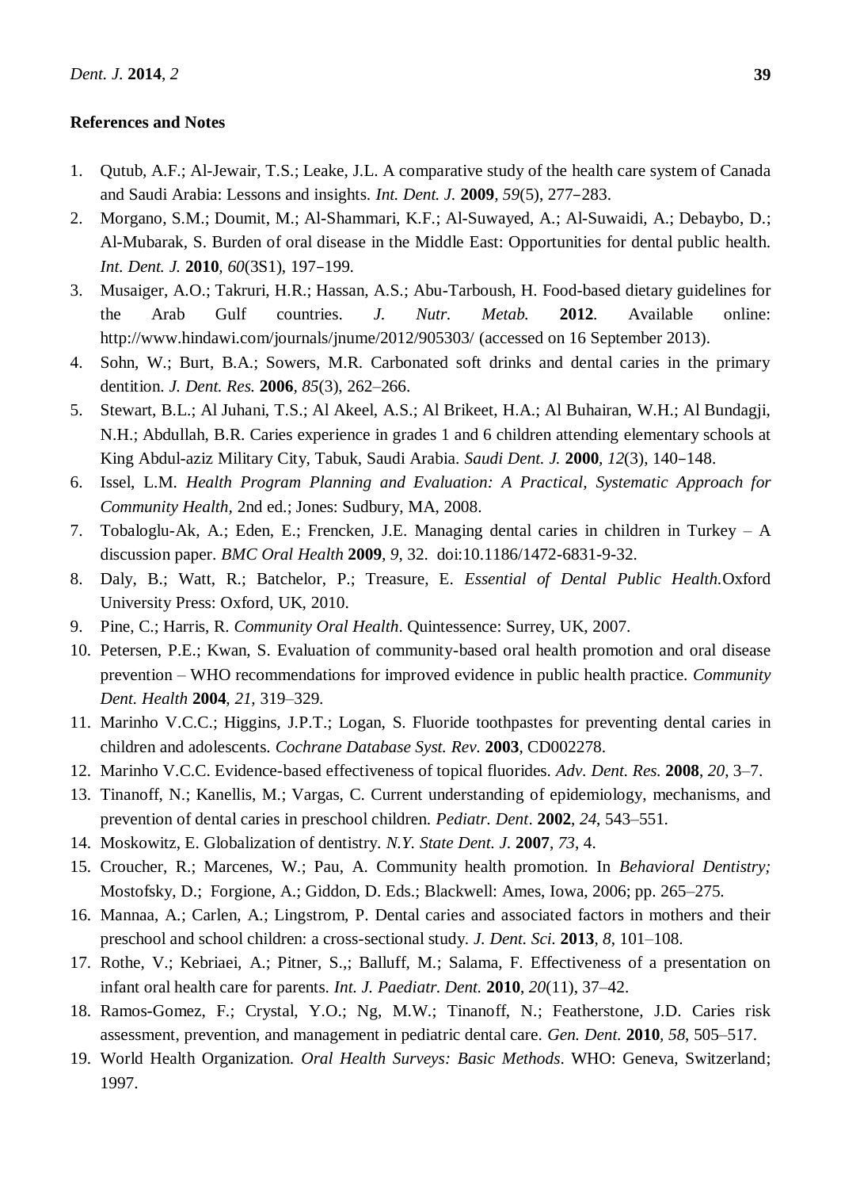**References and Notes**

1. Qutub, A.F.; Al-Jewair, T.S.; Leake, J.L. A comparative study of the health care system of Canada and Saudi Arabia: Lessons and insights. *Int. Dent. J.* **2009**, *59*(5), 277–283.
2. Morgano, S.M.; Doumit, M.; Al-Shammari, K.F.; Al-Suwayed, A.; Al-Suwaidi, A.; Debaybo, D.; Al-Mubarak, S. Burden of oral disease in the Middle East: Opportunities for dental public health. *Int. Dent. J.* **2010**, *60*(3S1), 197–199.
3. Musaiger, A.O.; Takruri, H.R.; Hassan, A.S.; Abu-Tarboush, H. Food-based dietary guidelines for the Arab Gulf countries. *J. Nutr. Metab.* **2012**. Available online: http://www.hindawi.com/journals/jnume/2012/905303/ (accessed on 16 September 2013).
4. Sohn, W.; Burt, B.A.; Sowers, M.R. Carbonated soft drinks and dental caries in the primary dentition. *J. Dent. Res.* **2006**, *85*(3), 262–266.
5. Stewart, B.L.; Al Juhani, T.S.; Al Akeel, A.S.; Al Brikeet, H.A.; Al Buhairan, W.H.; Al Bundagji, N.H.; Abdullah, B.R. Caries experience in grades 1 and 6 children attending elementary schools at King Abdul-aziz Military City, Tabuk, Saudi Arabia. *Saudi Dent. J.* **2000**, *12*(3), 140–148.
6. Issel, L.M. *Health Program Planning and Evaluation: A Practical, Systematic Approach for Community Health*, 2nd ed.; Jones: Sudbury, MA, 2008.
7. Tobaloglu-Ak, A.; Eden, E.; Frencken, J.E. Managing dental caries in children in Turkey – A discussion paper. *BMC Oral Health* **2009**, *9*, 32. doi:10.1186/1472-6831-9-32.
8. Daly, B.; Watt, R.; Batchelor, P.; Treasure, E. *Essential of Dental Public Health.*Oxford University Press: Oxford, UK, 2010.
9. Pine, C.; Harris, R. *Community Oral Health*. Quintessence: Surrey, UK, 2007.
10. Petersen, P.E.; Kwan, S. Evaluation of community-based oral health promotion and oral disease prevention – WHO recommendations for improved evidence in public health practice. *Community Dent. Health* **2004**, *21*, 319–329.
11. Marinho V.C.C.; Higgins, J.P.T.; Logan, S. Fluoride toothpastes for preventing dental caries in children and adolescents. *Cochrane Database Syst. Rev.* **2003**, CD002278.
12. Marinho V.C.C. Evidence-based effectiveness of topical fluorides. *Adv. Dent. Res.* **2008**, *20*, 3–7.
13. Tinanoff, N.; Kanellis, M.; Vargas, C. Current understanding of epidemiology, mechanisms, and prevention of dental caries in preschool children. *Pediatr. Dent*. **2002**, *24*, 543–551.
14. Moskowitz, E. Globalization of dentistry. *N.Y. State Dent. J.* **2007**, *73*, 4.
15. Croucher, R.; Marcenes, W.; Pau, A. Community health promotion. In *Behavioral Dentistry;* Mostofsky, D.; Forgione, A.; Giddon, D. Eds.; Blackwell: Ames, Iowa, 2006; pp. 265–275.
16. Mannaa, A.; Carlen, A.; Lingstrom, P. Dental caries and associated factors in mothers and their preschool and school children: a cross-sectional study. *J. Dent. Sci.* **2013**, *8*, 101–108.
17. Rothe, V.; Kebriaei, A.; Pitner, S.,; Balluff, M.; Salama, F. Effectiveness of a presentation on infant oral health care for parents. *Int. J. Paediatr. Dent.* **2010**, *20*(11), 37–42.
18. Ramos-Gomez, F.; Crystal, Y.O.; Ng, M.W.; Tinanoff, N.; Featherstone, J.D. Caries risk assessment, prevention, and management in pediatric dental care. *Gen. Dent.* **2010**, *58*, 505–517.
19. World Health Organization. *Oral Health Surveys: Basic Methods*. WHO: Geneva, Switzerland; 1997.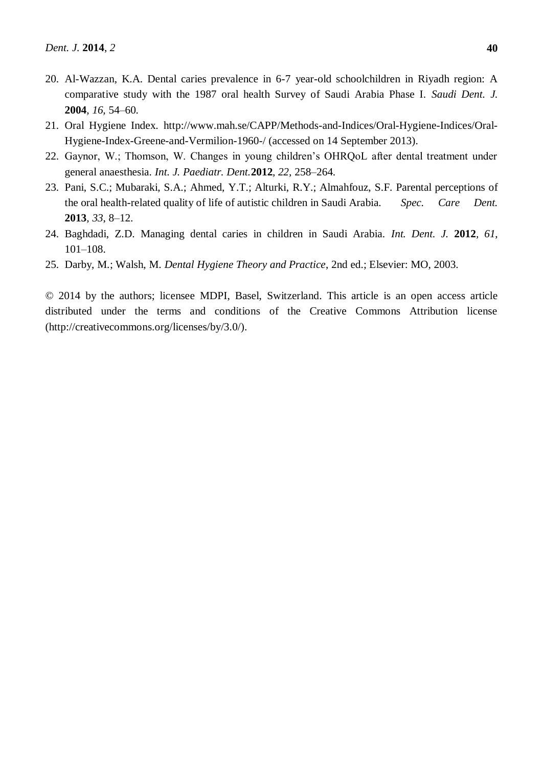20. Al-Wazzan, K.A. Dental caries prevalence in 6-7 year-old schoolchildren in Riyadh region: A comparative study with the 1987 oral health Survey of Saudi Arabia Phase I. *Saudi Dent. J.* **2004**, *16*, 54–60.
21. Oral Hygiene Index. http://www.mah.se/CAPP/Methods-and-Indices/Oral-Hygiene-Indices/Oral-Hygiene-Index-Greene-and-Vermilion-1960-/ (accessed on 14 September 2013).
22. Gaynor, W.; Thomson, W. Changes in young children's OHRQoL after dental treatment under general anaesthesia. *Int. J. Paediatr. Dent.* **2012**, *22*, 258–264.
23. Pani, S.C.; Mubaraki, S.A.; Ahmed, Y.T.; Alturki, R.Y.; Almahfouz, S.F. Parental perceptions of the oral health-related quality of life of autistic children in Saudi Arabia. *Spec. Care Dent.* **2013**, *33*, 8–12.
24. Baghdadi, Z.D. Managing dental caries in children in Saudi Arabia. *Int. Dent. J.* **2012**, *61*, 101–108.
25. Darby, M.; Walsh, M. *Dental Hygiene Theory and Practice*, 2nd ed.; Elsevier: MO, 2003.

© 2014 by the authors; licensee MDPI, Basel, Switzerland. This article is an open access article distributed under the terms and conditions of the Creative Commons Attribution license (http://creativecommons.org/licenses/by/3.0/).